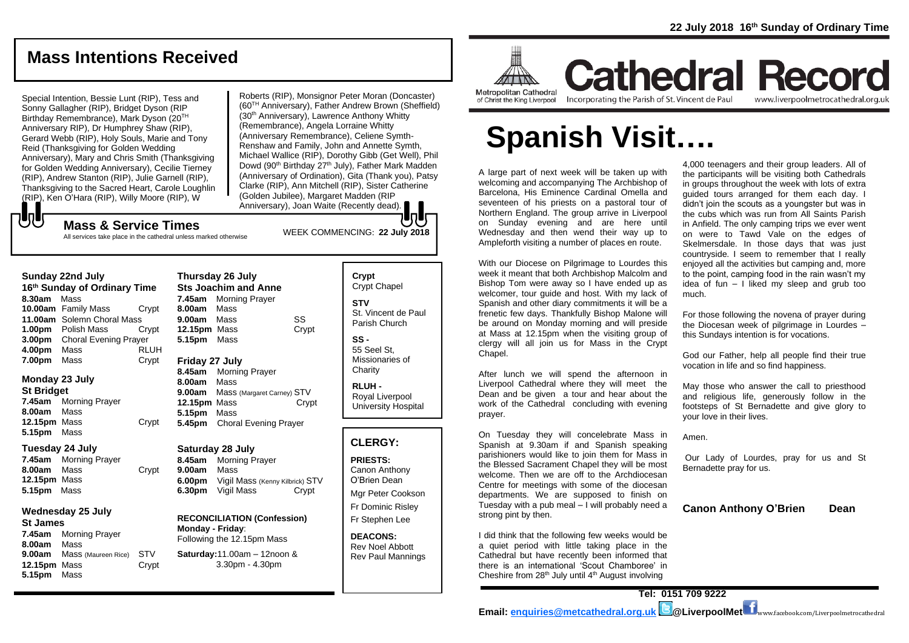# Mass Intentions Received

Special Intention, Bessie Lunt (RIP), Tess and Sonny Gallagher (RIP), Bridget Dyson (RIP Birthday Remembrance), Mark Dyson (20TH Anniversary RIP), Dr Humphrey Shaw (RIP), Gerard Webb (RIP), Holy Souls, Marie and Tony Reid (Thanksgiving for Golden Wedding Anniversary), Mary and Chris Smith (Thanksgiving for Golden Wedding Anniversary), Cecilie Tierney (RIP), Andrew Stanton (RIP), Julie Garnell (RIP), Thanksgiving to the Sacred Heart, Carole Loughlin (RIP), Ken O'Hara (RIP), Willy Moore (RIP), W Roberts (RIP), Monsignor Peter Moran (Doncaster) (60TH Anniversary), Father Andrew Brown (Sheffield) (30th Anniversary), Lawrence Anthony Whitty (Remembrance), Angela Lorraine Whitty (Anniversary Remembrance), Celiene Symth-Renshaw and Family, John and Annette Symth, Michael Wallice (RIP), Dorothy Gibb (Get Well), Phil Dowd (90th Birthday 27th July), Father Mark Madden (Anniversary of Ordination), Gita (Thank you), Patsy Clarke (RIP), Ann Mitchell (RIP), Sister Catherine (Golden Jubilee), Margaret Madden (RIP Anniversary), Joan Waite (Recently dead).

## Mass & Service Times

All services take place in the cathedral unless marked otherwise

WEEK COMMENCING: **22 July 2018**

### Sunday 22nd July
**16th Sunday of Ordinary Time**

**8.30am** Mass
**10.00am** Family Mass Crypt
**11.00am** Solemn Choral Mass
**1.00pm** Polish Mass Crypt
**3.00pm** Choral Evening Prayer
**4.00pm** Mass RLUH
**7.00pm** Mass Crypt

### Monday 23 July
**St Bridget**

**7.45am** Morning Prayer
**8.00am** Mass
**12.15pm** Mass Crypt
**5.15pm** Mass

### Tuesday 24 July

**7.45am** Morning Prayer
**8.00am** Mass Crypt
**12.15pm** Mass
**5.15pm** Mass

### Wednesday 25 July
**St James**

**7.45am** Morning Prayer
**8.00am** Mass
**9.00am** Mass (Maureen Rice) STV
**12.15pm** Mass Crypt
**5.15pm** Mass

### Thursday 26 July
**Sts Joachim and Anne**

**7.45am** Morning Prayer
**8.00am** Mass
**9.00am** Mass SS
**12.15pm** Mass Crypt
**5.15pm** Mass

### Friday 27 July

**8.45am** Morning Prayer
**8.00am** Mass
**9.00am** Mass (Margaret Carney) STV
**12.15pm** Mass Crypt
**5.15pm** Mass
**5.45pm** Choral Evening Prayer

### Saturday 28 July

**8.45am** Morning Prayer
**9.00am** Mass
**6.00pm** Vigil Mass (Kenny Kilbrick) STV
**6.30pm** Vigil Mass Crypt

**RECONCILIATION (Confession)**
**Monday - Friday**: Following the 12.15pm Mass
**Saturday:** 11.00am – 12noon & 3.30pm - 4.30pm

**Crypt**
Crypt Chapel

**STV**
St. Vincent de Paul Parish Church

**SS -**
55 Seel St, Missionaries of Charity

**RLUH -**
Royal Liverpool University Hospital

## CLERGY:

**PRIESTS:**
Canon Anthony O'Brien Dean
Mgr Peter Cookson
Fr Dominic Risley
Fr Stephen Lee

**DEACONS:**
Rev Noel Abbott
Rev Paul Mannings

22 July 2018 16th Sunday of Ordinary Time

Metropolitan Cathedral of Christ the King Liverpool

# Cathedral Record

Incorporating the Parish of St. Vincent de Paul www.liverpoolmetrocathedral.org.uk

# Spanish Visit….

A large part of next week will be taken up with welcoming and accompanying The Archbishop of Barcelona, His Eminence Cardinal Omella and seventeen of his priests on a pastoral tour of Northern England. The group arrive in Liverpool on Sunday evening and are here until Wednesday and then wend their way up to Ampleforth visiting a number of places en route.

With our Diocese on Pilgrimage to Lourdes this week it meant that both Archbishop Malcolm and Bishop Tom were away so I have ended up as welcomer, tour guide and host. With my lack of Spanish and other diary commitments it will be a frenetic few days. Thankfully Bishop Malone will be around on Monday morning and will preside at Mass at 12.15pm when the visiting group of clergy will all join us for Mass in the Crypt Chapel.

After lunch we will spend the afternoon in Liverpool Cathedral where they will meet the Dean and be given a tour and hear about the work of the Cathedral concluding with evening prayer.

On Tuesday they will concelebrate Mass in Spanish at 9.30am if and Spanish speaking parishioners would like to join them for Mass in the Blessed Sacrament Chapel they will be most welcome. Then we are off to the Archdiocesan Centre for meetings with some of the diocesan departments. We are supposed to finish on Tuesday with a pub meal – I will probably need a strong pint by then.

I did think that the following few weeks would be a quiet period with little taking place in the Cathedral but have recently been informed that there is an international 'Scout Chamboree' in Cheshire from 28th July until 4th August involving 4,000 teenagers and their group leaders. All of the participants will be visiting both Cathedrals in groups throughout the week with lots of extra guided tours arranged for them each day. I didn't join the scouts as a youngster but was in the cubs which was run from All Saints Parish in Anfield. The only camping trips we ever went on were to Tawd Vale on the edges of Skelmersdale. In those days that was just countryside. I seem to remember that I really enjoyed all the activities but camping and, more to the point, camping food in the rain wasn't my idea of fun – I liked my sleep and grub too much.

For those following the novena of prayer during the Diocesan week of pilgrimage in Lourdes – this Sundays intention is for vocations.

God our Father, help all people find their true vocation in life and so find happiness.

May those who answer the call to priesthood and religious life, generously follow in the footsteps of St Bernadette and give glory to your love in their lives.

Amen.

Our Lady of Lourdes, pray for us and St Bernadette pray for us.

**Canon Anthony O'Brien Dean**

**Tel: 0151 709 9222**

**Email: enquiries@metcathedral.org.uk @LiverpoolMet** www.facebook.com/Liverpoolmetrocathedral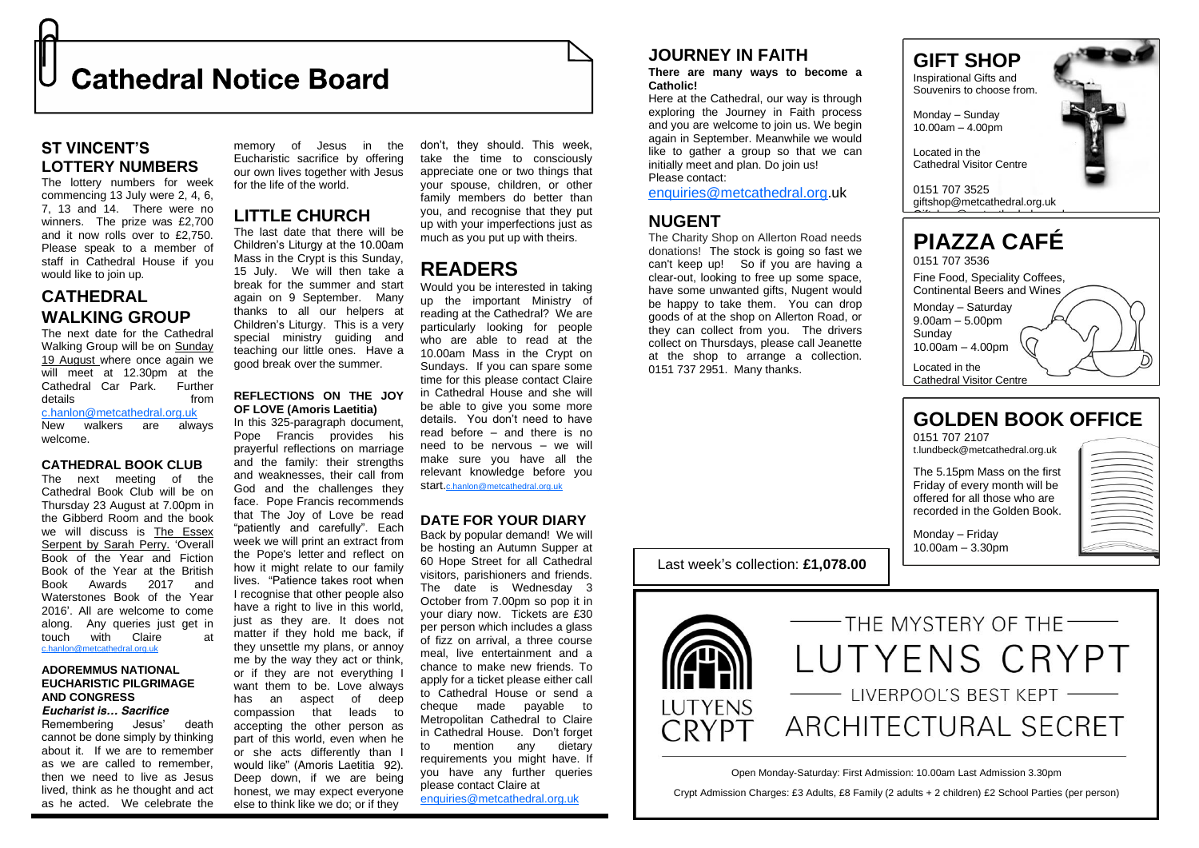# Cathedral Notice Board

## ST VINCENT'S LOTTERY NUMBERS

The lottery numbers for week commencing 13 July were 2, 4, 6, 7, 13 and 14. There were no winners. The prize was £2,700 and it now rolls over to £2,750. Please speak to a member of staff in Cathedral House if you would like to join up.

## CATHEDRAL WALKING GROUP

The next date for the Cathedral Walking Group will be on Sunday 19 August where once again we will meet at 12.30pm at the Cathedral Car Park. Further details from c.hanlon@metcathedral.org.uk New walkers are always welcome.

### CATHEDRAL BOOK CLUB

The next meeting of the Cathedral Book Club will be on Thursday 23 August at 7.00pm in the Gibberd Room and the book we will discuss is The Essex Serpent by Sarah Perry. 'Overall Book of the Year and Fiction Book of the Year at the British Book Awards 2017 and Waterstones Book of the Year 2016'. All are welcome to come along. Any queries just get in touch with Claire at c.hanlon@metcathedral.org.uk

### ADOREMMUS NATIONAL EUCHARISTIC PILGRIMAGE AND CONGRESS

***Eucharist is… Sacrifice***

Remembering Jesus' death cannot be done simply by thinking about it. If we are to remember as we are called to remember, then we need to live as Jesus lived, think as he thought and act as he acted. We celebrate the memory of Jesus in the Eucharistic sacrifice by offering our own lives together with Jesus for the life of the world.

## LITTLE CHURCH

The last date that there will be Children's Liturgy at the 10.00am Mass in the Crypt is this Sunday, 15 July. We will then take a break for the summer and start again on 9 September. Many thanks to all our helpers at Children's Liturgy. This is a very special ministry guiding and teaching our little ones. Have a good break over the summer.

### REFLECTIONS ON THE JOY OF LOVE (Amoris Laetitia)

In this 325-paragraph document, Pope Francis provides his prayerful reflections on marriage and the family: their strengths and weaknesses, their call from God and the challenges they face. Pope Francis recommends that The Joy of Love be read "patiently and carefully". Each week we will print an extract from the Pope's letter and reflect on how it might relate to our family lives. "Patience takes root when I recognise that other people also have a right to live in this world, just as they are. It does not matter if they hold me back, if they unsettle my plans, or annoy me by the way they act or think, or if they are not everything I want them to be. Love always has an aspect of deep compassion that leads to accepting the other person as part of this world, even when he or she acts differently than I would like" (Amoris Laetitia 92). Deep down, if we are being honest, we may expect everyone else to think like we do; or if they don't, they should. This week, take the time to consciously appreciate one or two things that your spouse, children, or other family members do better than you, and recognise that they put up with your imperfections just as much as you put up with theirs.

# READERS

Would you be interested in taking up the important Ministry of reading at the Cathedral? We are particularly looking for people who are able to read at the 10.00am Mass in the Crypt on Sundays. If you can spare some time for this please contact Claire in Cathedral House and she will be able to give you some more details. You don't need to have read before – and there is no need to be nervous – we will make sure you have all the relevant knowledge before you start. c.hanlon@metcathedral.org.uk

### DATE FOR YOUR DIARY

Back by popular demand! We will be hosting an Autumn Supper at 60 Hope Street for all Cathedral visitors, parishioners and friends. The date is Wednesday 3 October from 7.00pm so pop it in your diary now. Tickets are £30 per person which includes a glass of fizz on arrival, a three course meal, live entertainment and a chance to make new friends. To apply for a ticket please either call to Cathedral House or send a cheque made payable to Metropolitan Cathedral to Claire in Cathedral House. Don't forget to mention any dietary requirements you might have. If you have any further queries please contact Claire at enquiries@metcathedral.org.uk

## JOURNEY IN FAITH

**There are many ways to become a Catholic!**

Here at the Cathedral, our way is through exploring the Journey in Faith process and you are welcome to join us. We begin again in September. Meanwhile we would like to gather a group so that we can initially meet and plan. Do join us! Please contact:

enquiries@metcathedral.org.uk

## NUGENT

The Charity Shop on Allerton Road needs donations! The stock is going so fast we can't keep up! So if you are having a clear-out, looking to free up some space, have some unwanted gifts, Nugent would be happy to take them. You can drop goods of at the shop on Allerton Road, or they can collect from you. The drivers collect on Thursdays, please call Jeanette at the shop to arrange a collection. 0151 737 2951. Many thanks.

Last week's collection: **£1,078.00**

## GIFT SHOP

Inspirational Gifts and Souvenirs to choose from.

Monday – Sunday
10.00am – 4.00pm

Located in the Cathedral Visitor Centre

0151 707 3525
giftshop@metcathedral.org.uk

# PIAZZA CAFÉ

0151 707 3536

Fine Food, Speciality Coffees, Continental Beers and Wines

Monday – Saturday
9.00am – 5.00pm
Sunday
10.00am – 4.00pm

Located in the Cathedral Visitor Centre

## GOLDEN BOOK OFFICE

0151 707 2107
t.lundbeck@metcathedral.org.uk

The 5.15pm Mass on the first Friday of every month will be offered for all those who are recorded in the Golden Book.

Monday – Friday
10.00am – 3.30pm

LUTYENS CRYPT

THE MYSTERY OF THE LUTYENS CRYPT

LIVERPOOL'S BEST KEPT ARCHITECTURAL SECRET

Open Monday-Saturday: First Admission: 10.00am Last Admission 3.30pm

Crypt Admission Charges: £3 Adults, £8 Family (2 adults + 2 children) £2 School Parties (per person)